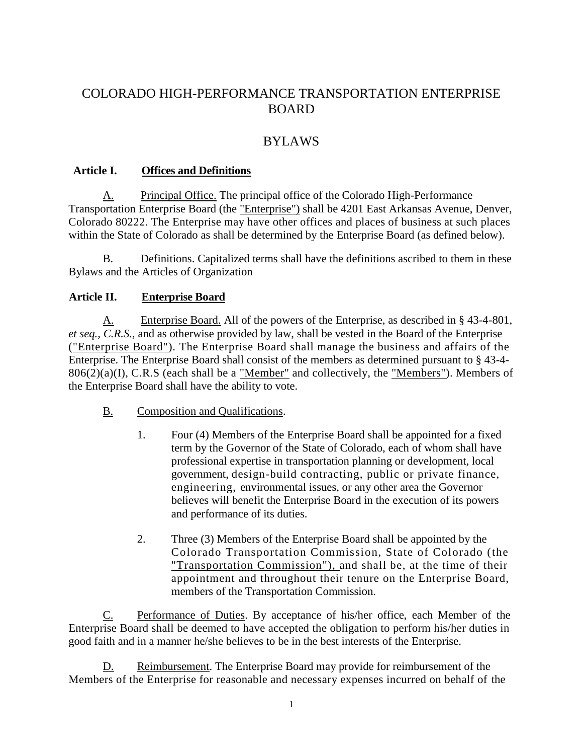# COLORADO HIGH-PERFORMANCE TRANSPORTATION ENTERPRISE BOARD

# BYLAWS

## Article I. Offices and Definitions

A. Principal Office. The principal office of the Colorado High-Performance Transportation Enterprise Board (the "Enterprise") shall be 4201 East Arkansas Avenue, Denver, Colorado 80222. The Enterprise may have other offices and places of business at such places within the State of Colorado as shall be determined by the Enterprise Board (as defined below).

B. Definitions. Capitalized terms shall have the definitions ascribed to them in these Bylaws and the Articles of Organization

## Article II. Enterprise Board

A. Enterprise Board. All of the powers of the Enterprise, as described in § 43-4-801, *et seq., C.R.S.*, and as otherwise provided by law, shall be vested in the Board of the Enterprise ("Enterprise Board"). The Enterprise Board shall manage the business and affairs of the Enterprise. The Enterprise Board shall consist of the members as determined pursuant to § 43-4-806(2)(a)(I), C.R.S (each shall be a "Member" and collectively, the "Members"). Members of the Enterprise Board shall have the ability to vote.

B. Composition and Qualifications.

1. Four (4) Members of the Enterprise Board shall be appointed for a fixed term by the Governor of the State of Colorado, each of whom shall have professional expertise in transportation planning or development, local government, design-build contracting, public or private finance, engineering, environmental issues, or any other area the Governor believes will benefit the Enterprise Board in the execution of its powers and performance of its duties.

2. Three (3) Members of the Enterprise Board shall be appointed by the Colorado Transportation Commission, State of Colorado (the "Transportation Commission"), and shall be, at the time of their appointment and throughout their tenure on the Enterprise Board, members of the Transportation Commission.

C. Performance of Duties. By acceptance of his/her office, each Member of the Enterprise Board shall be deemed to have accepted the obligation to perform his/her duties in good faith and in a manner he/she believes to be in the best interests of the Enterprise.

D. Reimbursement. The Enterprise Board may provide for reimbursement of the Members of the Enterprise for reasonable and necessary expenses incurred on behalf of the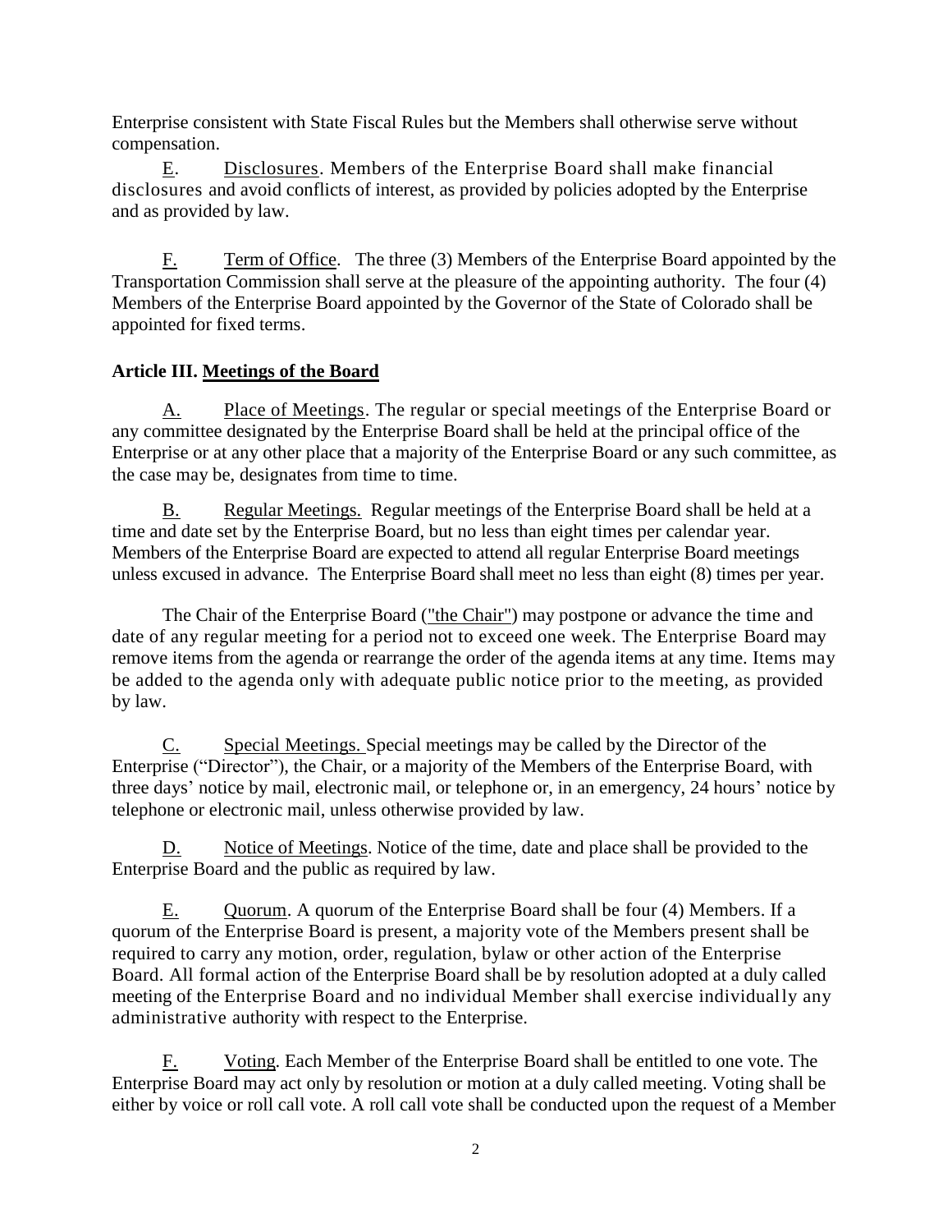Enterprise consistent with State Fiscal Rules but the Members shall otherwise serve without compensation.

E. Disclosures. Members of the Enterprise Board shall make financial disclosures and avoid conflicts of interest, as provided by policies adopted by the Enterprise and as provided by law.

F. Term of Office. The three (3) Members of the Enterprise Board appointed by the Transportation Commission shall serve at the pleasure of the appointing authority. The four (4) Members of the Enterprise Board appointed by the Governor of the State of Colorado shall be appointed for fixed terms.

**Article III. Meetings of the Board**

A. Place of Meetings. The regular or special meetings of the Enterprise Board or any committee designated by the Enterprise Board shall be held at the principal office of the Enterprise or at any other place that a majority of the Enterprise Board or any such committee, as the case may be, designates from time to time.

B. Regular Meetings. Regular meetings of the Enterprise Board shall be held at a time and date set by the Enterprise Board, but no less than eight times per calendar year. Members of the Enterprise Board are expected to attend all regular Enterprise Board meetings unless excused in advance. The Enterprise Board shall meet no less than eight (8) times per year.

The Chair of the Enterprise Board ("the Chair") may postpone or advance the time and date of any regular meeting for a period not to exceed one week. The Enterprise Board may remove items from the agenda or rearrange the order of the agenda items at any time. Items may be added to the agenda only with adequate public notice prior to the meeting, as provided by law.

C. Special Meetings. Special meetings may be called by the Director of the Enterprise ("Director"), the Chair, or a majority of the Members of the Enterprise Board, with three days' notice by mail, electronic mail, or telephone or, in an emergency, 24 hours' notice by telephone or electronic mail, unless otherwise provided by law.

D. Notice of Meetings. Notice of the time, date and place shall be provided to the Enterprise Board and the public as required by law.

E. Quorum. A quorum of the Enterprise Board shall be four (4) Members. If a quorum of the Enterprise Board is present, a majority vote of the Members present shall be required to carry any motion, order, regulation, bylaw or other action of the Enterprise Board. All formal action of the Enterprise Board shall be by resolution adopted at a duly called meeting of the Enterprise Board and no individual Member shall exercise individually any administrative authority with respect to the Enterprise.

F. Voting. Each Member of the Enterprise Board shall be entitled to one vote. The Enterprise Board may act only by resolution or motion at a duly called meeting. Voting shall be either by voice or roll call vote. A roll call vote shall be conducted upon the request of a Member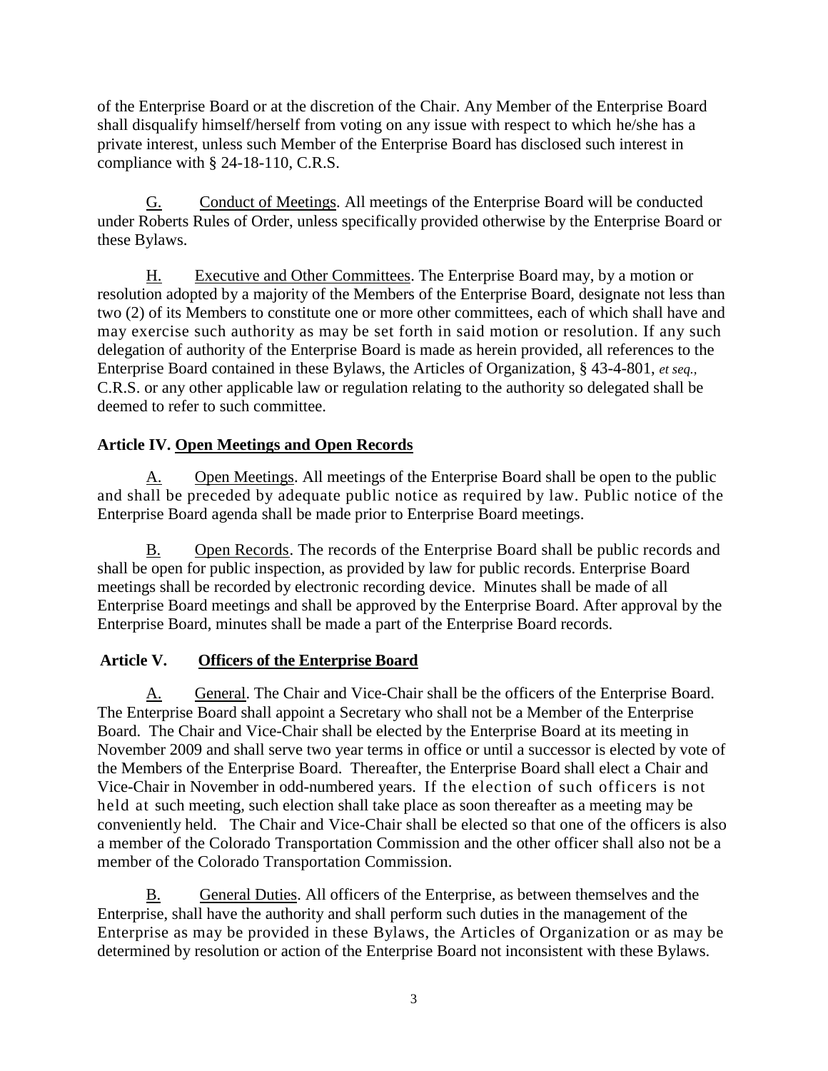of the Enterprise Board or at the discretion of the Chair. Any Member of the Enterprise Board shall disqualify himself/herself from voting on any issue with respect to which he/she has a private interest, unless such Member of the Enterprise Board has disclosed such interest in compliance with § 24-18-110, C.R.S.

G. Conduct of Meetings. All meetings of the Enterprise Board will be conducted under Roberts Rules of Order, unless specifically provided otherwise by the Enterprise Board or these Bylaws.

H. Executive and Other Committees. The Enterprise Board may, by a motion or resolution adopted by a majority of the Members of the Enterprise Board, designate not less than two (2) of its Members to constitute one or more other committees, each of which shall have and may exercise such authority as may be set forth in said motion or resolution. If any such delegation of authority of the Enterprise Board is made as herein provided, all references to the Enterprise Board contained in these Bylaws, the Articles of Organization, § 43-4-801, *et seq.,* C.R.S. or any other applicable law or regulation relating to the authority so delegated shall be deemed to refer to such committee.

**Article IV. Open Meetings and Open Records**

A. Open Meetings. All meetings of the Enterprise Board shall be open to the public and shall be preceded by adequate public notice as required by law. Public notice of the Enterprise Board agenda shall be made prior to Enterprise Board meetings.

B. Open Records. The records of the Enterprise Board shall be public records and shall be open for public inspection, as provided by law for public records. Enterprise Board meetings shall be recorded by electronic recording device. Minutes shall be made of all Enterprise Board meetings and shall be approved by the Enterprise Board. After approval by the Enterprise Board, minutes shall be made a part of the Enterprise Board records.

**Article V. Officers of the Enterprise Board**

A. General. The Chair and Vice-Chair shall be the officers of the Enterprise Board. The Enterprise Board shall appoint a Secretary who shall not be a Member of the Enterprise Board. The Chair and Vice-Chair shall be elected by the Enterprise Board at its meeting in November 2009 and shall serve two year terms in office or until a successor is elected by vote of the Members of the Enterprise Board. Thereafter, the Enterprise Board shall elect a Chair and Vice-Chair in November in odd-numbered years. If the election of such officers is not held at such meeting, such election shall take place as soon thereafter as a meeting may be conveniently held. The Chair and Vice-Chair shall be elected so that one of the officers is also a member of the Colorado Transportation Commission and the other officer shall also not be a member of the Colorado Transportation Commission.

B. General Duties. All officers of the Enterprise, as between themselves and the Enterprise, shall have the authority and shall perform such duties in the management of the Enterprise as may be provided in these Bylaws, the Articles of Organization or as may be determined by resolution or action of the Enterprise Board not inconsistent with these Bylaws.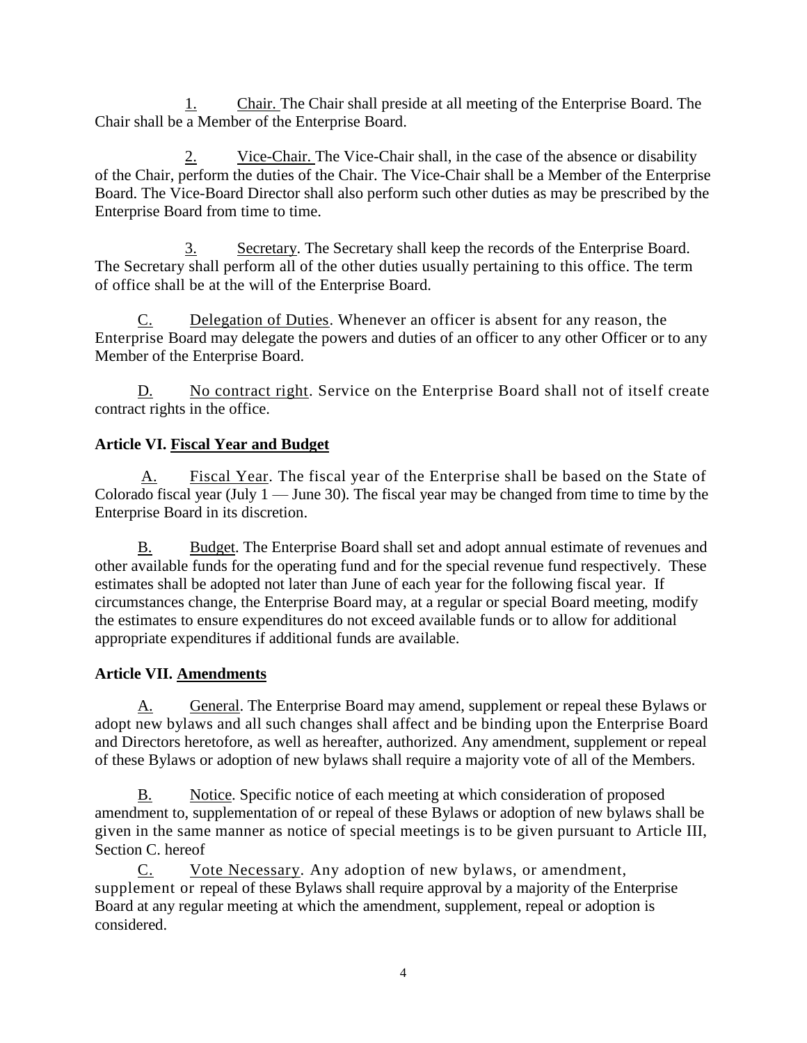1. Chair. The Chair shall preside at all meeting of the Enterprise Board. The Chair shall be a Member of the Enterprise Board.

2. Vice-Chair. The Vice-Chair shall, in the case of the absence or disability of the Chair, perform the duties of the Chair. The Vice-Chair shall be a Member of the Enterprise Board. The Vice-Board Director shall also perform such other duties as may be prescribed by the Enterprise Board from time to time.

3. Secretary. The Secretary shall keep the records of the Enterprise Board. The Secretary shall perform all of the other duties usually pertaining to this office. The term of office shall be at the will of the Enterprise Board.

C. Delegation of Duties. Whenever an officer is absent for any reason, the Enterprise Board may delegate the powers and duties of an officer to any other Officer or to any Member of the Enterprise Board.

D. No contract right. Service on the Enterprise Board shall not of itself create contract rights in the office.

**Article VI. Fiscal Year and Budget**

A. Fiscal Year. The fiscal year of the Enterprise shall be based on the State of Colorado fiscal year (July 1 — June 30). The fiscal year may be changed from time to time by the Enterprise Board in its discretion.

B. Budget. The Enterprise Board shall set and adopt annual estimate of revenues and other available funds for the operating fund and for the special revenue fund respectively. These estimates shall be adopted not later than June of each year for the following fiscal year. If circumstances change, the Enterprise Board may, at a regular or special Board meeting, modify the estimates to ensure expenditures do not exceed available funds or to allow for additional appropriate expenditures if additional funds are available.

**Article VII. Amendments**

A. General. The Enterprise Board may amend, supplement or repeal these Bylaws or adopt new bylaws and all such changes shall affect and be binding upon the Enterprise Board and Directors heretofore, as well as hereafter, authorized. Any amendment, supplement or repeal of these Bylaws or adoption of new bylaws shall require a majority vote of all of the Members.

B. Notice. Specific notice of each meeting at which consideration of proposed amendment to, supplementation of or repeal of these Bylaws or adoption of new bylaws shall be given in the same manner as notice of special meetings is to be given pursuant to Article III, Section C. hereof

C. Vote Necessary. Any adoption of new bylaws, or amendment, supplement or repeal of these Bylaws shall require approval by a majority of the Enterprise Board at any regular meeting at which the amendment, supplement, repeal or adoption is considered.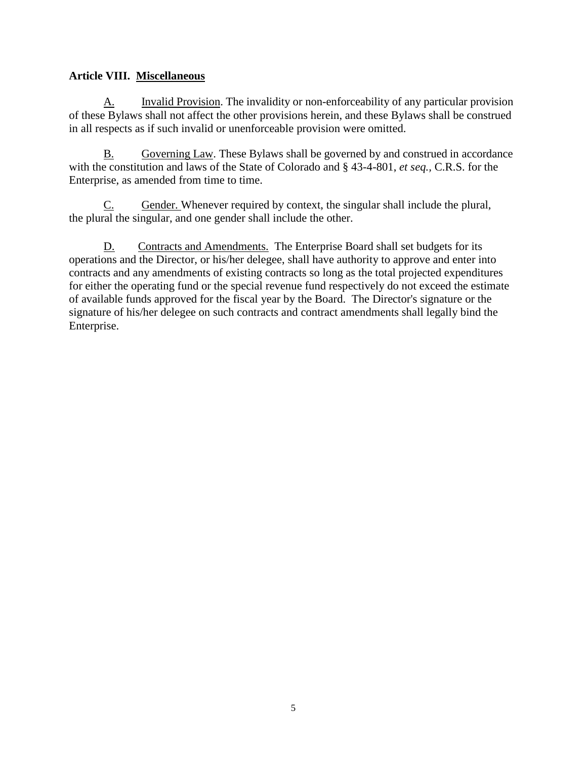**Article VIII. Miscellaneous**

A. Invalid Provision. The invalidity or non-enforceability of any particular provision of these Bylaws shall not affect the other provisions herein, and these Bylaws shall be construed in all respects as if such invalid or unenforceable provision were omitted.

B. Governing Law. These Bylaws shall be governed by and construed in accordance with the constitution and laws of the State of Colorado and § 43-4-801, *et seq.*, C.R.S. for the Enterprise, as amended from time to time.

C. Gender. Whenever required by context, the singular shall include the plural, the plural the singular, and one gender shall include the other.

D. Contracts and Amendments. The Enterprise Board shall set budgets for its operations and the Director, or his/her delegee, shall have authority to approve and enter into contracts and any amendments of existing contracts so long as the total projected expenditures for either the operating fund or the special revenue fund respectively do not exceed the estimate of available funds approved for the fiscal year by the Board. The Director's signature or the signature of his/her delegee on such contracts and contract amendments shall legally bind the Enterprise.